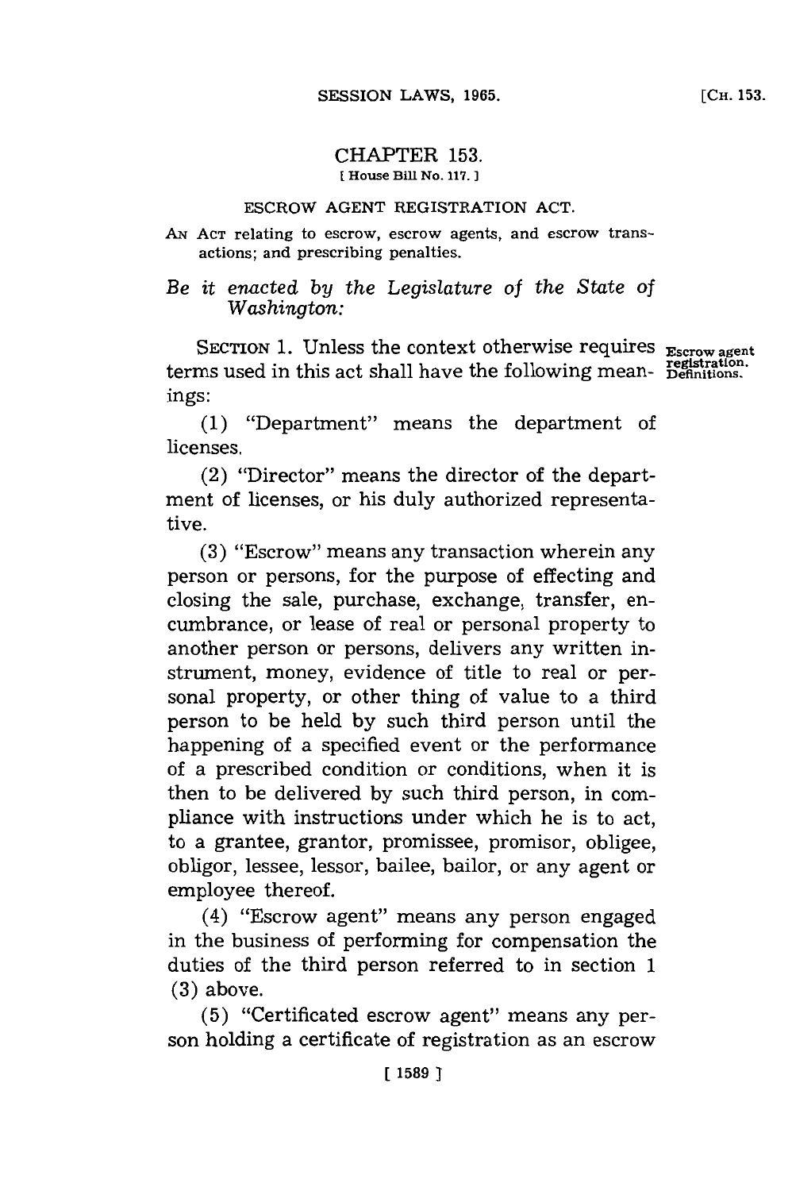# CHAPTER 153.

[ House Bill No. 117. ]

## ESCROW AGENT REGISTRATION ACT.

AN ACT relating to escrow, escrow agents, and escrow transactions; and prescribing penalties.

*Be it enacted by the Legislature of the State of Washington:*

SECTION 1. Unless the context otherwise requires terms used in this act shall have the following meanings:

Escrow agent registration. Definitions.

(1) "Department" means the department of licenses.

(2) "Director" means the director of the department of licenses, or his duly authorized representative.

(3) "Escrow" means any transaction wherein any person or persons, for the purpose of effecting and closing the sale, purchase, exchange, transfer, encumbrance, or lease of real or personal property to another person or persons, delivers any written instrument, money, evidence of title to real or personal property, or other thing of value to a third person to be held by such third person until the happening of a specified event or the performance of a prescribed condition or conditions, when it is then to be delivered by such third person, in compliance with instructions under which he is to act, to a grantee, grantor, promissee, promisor, obligee, obligor, lessee, lessor, bailee, bailor, or any agent or employee thereof.

(4) "Escrow agent" means any person engaged in the business of performing for compensation the duties of the third person referred to in section 1 (3) above.

(5) "Certificated escrow agent" means any person holding a certificate of registration as an escrow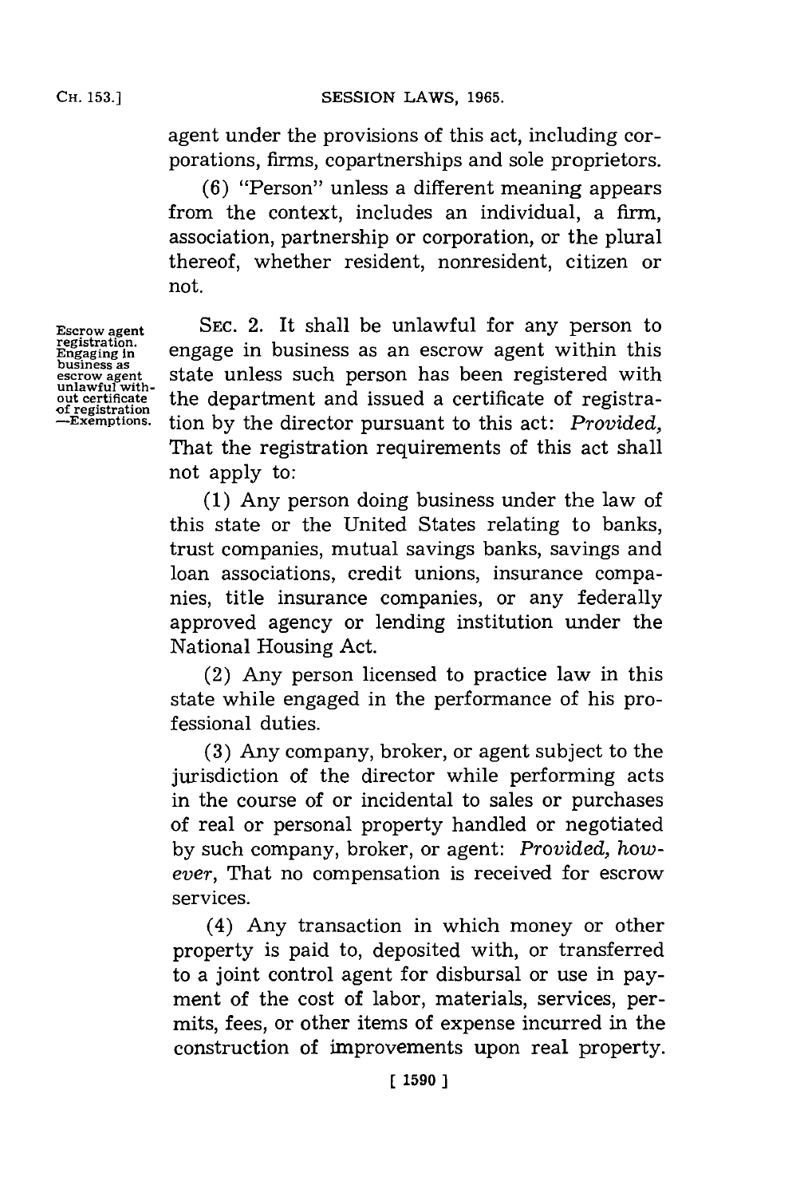agent under the provisions of this act, including corporations, firms, copartnerships and sole proprietors.

(6) "Person" unless a different meaning appears from the context, includes an individual, a firm, association, partnership or corporation, or the plural thereof, whether resident, nonresident, citizen or not.

Escrow agent registration. Engaging in business as escrow agent unlawful without certificate of registration —Exemptions.

SEC. 2. It shall be unlawful for any person to engage in business as an escrow agent within this state unless such person has been registered with the department and issued a certificate of registration by the director pursuant to this act: *Provided,* That the registration requirements of this act shall not apply to:

(1) Any person doing business under the law of this state or the United States relating to banks, trust companies, mutual savings banks, savings and loan associations, credit unions, insurance companies, title insurance companies, or any federally approved agency or lending institution under the National Housing Act.

(2) Any person licensed to practice law in this state while engaged in the performance of his professional duties.

(3) Any company, broker, or agent subject to the jurisdiction of the director while performing acts in the course of or incidental to sales or purchases of real or personal property handled or negotiated by such company, broker, or agent: *Provided, however,* That no compensation is received for escrow services.

(4) Any transaction in which money or other property is paid to, deposited with, or transferred to a joint control agent for disbursal or use in payment of the cost of labor, materials, services, permits, fees, or other items of expense incurred in the construction of improvements upon real property.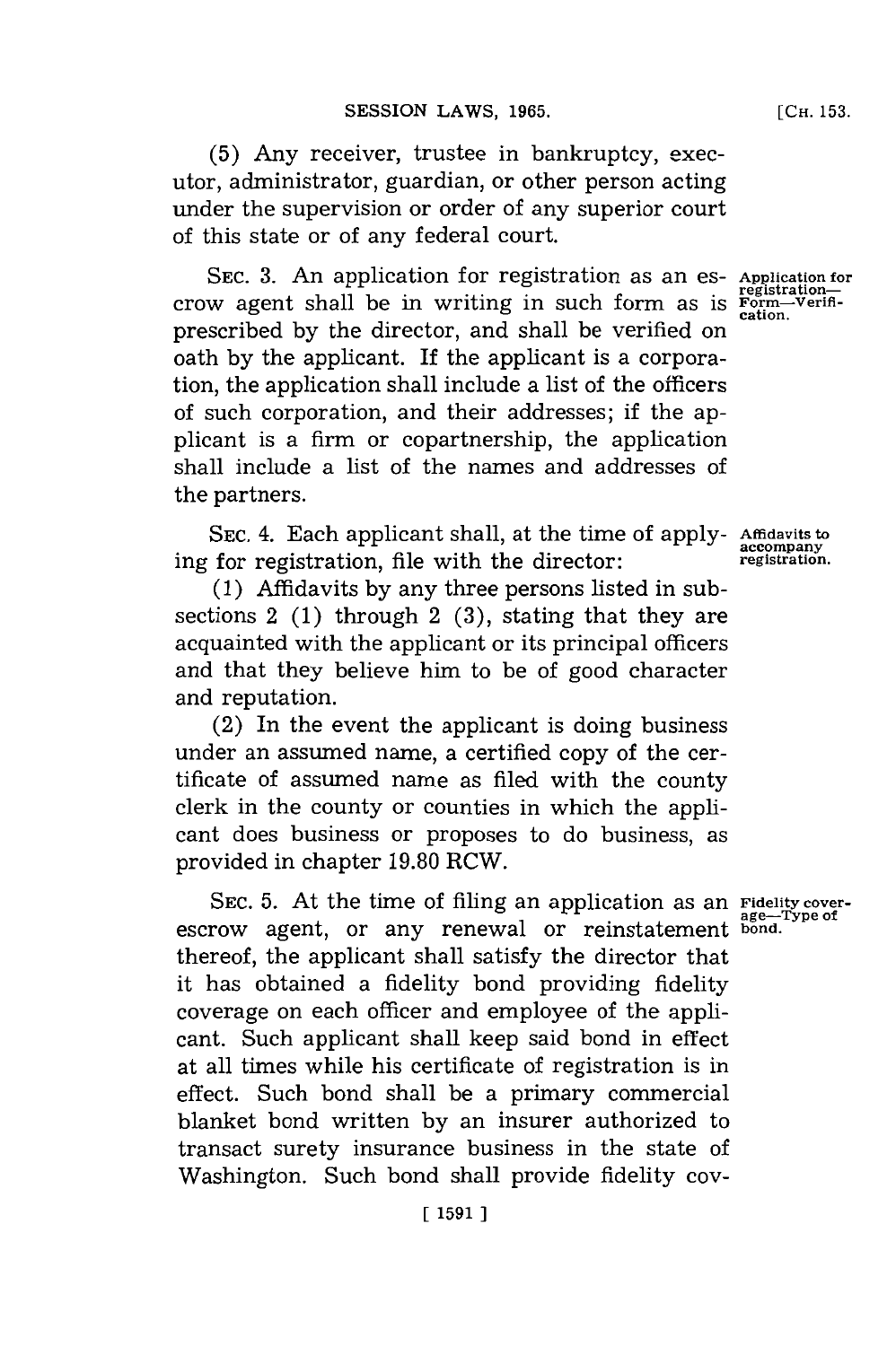(5) Any receiver, trustee in bankruptcy, executor, administrator, guardian, or other person acting under the supervision or order of any superior court of this state or of any federal court.

SEC. 3. An application for registration as an escrow agent shall be in writing in such form as is prescribed by the director, and shall be verified on oath by the applicant. If the applicant is a corporation, the application shall include a list of the officers of such corporation, and their addresses; if the applicant is a firm or copartnership, the application shall include a list of the names and addresses of the partners.

*Application for registration—Form—Verification.*

SEC. 4. Each applicant shall, at the time of applying for registration, file with the director:

*Affidavits to accompany registration.*

(1) Affidavits by any three persons listed in subsections 2 (1) through 2 (3), stating that they are acquainted with the applicant or its principal officers and that they believe him to be of good character and reputation.

(2) In the event the applicant is doing business under an assumed name, a certified copy of the certificate of assumed name as filed with the county clerk in the county or counties in which the applicant does business or proposes to do business, as provided in chapter 19.80 RCW.

SEC. 5. At the time of filing an application as an escrow agent, or any renewal or reinstatement thereof, the applicant shall satisfy the director that it has obtained a fidelity bond providing fidelity coverage on each officer and employee of the applicant. Such applicant shall keep said bond in effect at all times while his certificate of registration is in effect. Such bond shall be a primary commercial blanket bond written by an insurer authorized to transact surety insurance business in the state of Washington. Such bond shall provide fidelity cov-

*Fidelity coverage—Type of bond.*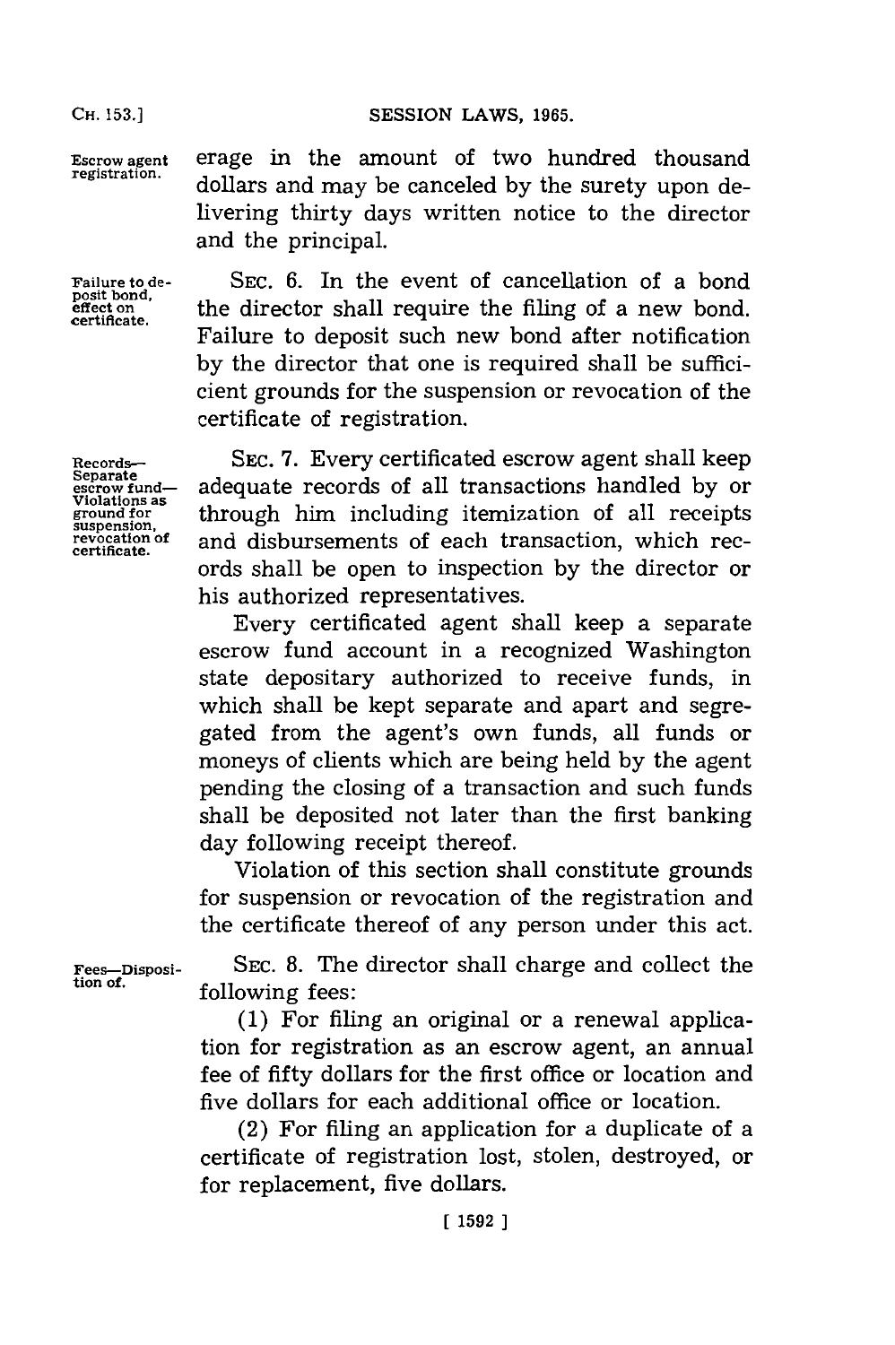Escrow agent registration.

erage in the amount of two hundred thousand dollars and may be canceled by the surety upon delivering thirty days written notice to the director and the principal.

Failure to deposit bond, effect on certificate.

SEC. 6. In the event of cancellation of a bond the director shall require the filing of a new bond. Failure to deposit such new bond after notification by the director that one is required shall be sufficient grounds for the suspension or revocation of the certificate of registration.

Records—Separate escrow fund—Violations as ground for suspension, revocation of certificate.

SEC. 7. Every certificated escrow agent shall keep adequate records of all transactions handled by or through him including itemization of all receipts and disbursements of each transaction, which records shall be open to inspection by the director or his authorized representatives.

Every certificated agent shall keep a separate escrow fund account in a recognized Washington state depositary authorized to receive funds, in which shall be kept separate and apart and segregated from the agent's own funds, all funds or moneys of clients which are being held by the agent pending the closing of a transaction and such funds shall be deposited not later than the first banking day following receipt thereof.

Violation of this section shall constitute grounds for suspension or revocation of the registration and the certificate thereof of any person under this act.

Fees—Disposition of.

SEC. 8. The director shall charge and collect the following fees:

(1) For filing an original or a renewal application for registration as an escrow agent, an annual fee of fifty dollars for the first office or location and five dollars for each additional office or location.

(2) For filing an application for a duplicate of a certificate of registration lost, stolen, destroyed, or for replacement, five dollars.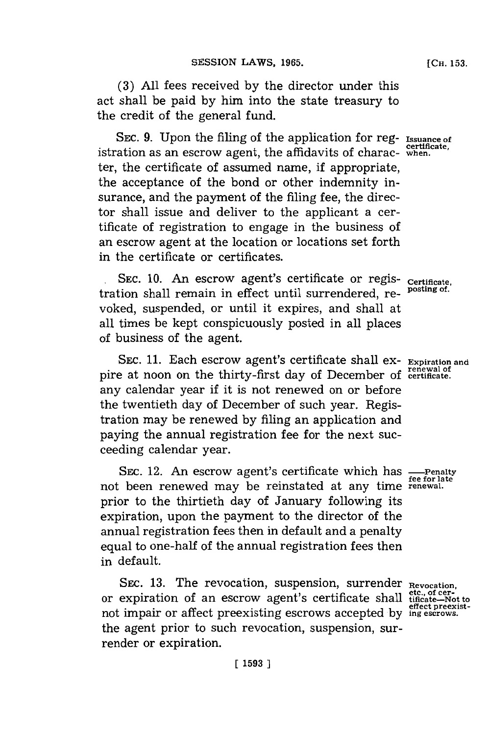(3) All fees received by the director under this act shall be paid by him into the state treasury to the credit of the general fund.

SEC. 9. Upon the filing of the application for registration as an escrow agent, the affidavits of character, the certificate of assumed name, if appropriate, the acceptance of the bond or other indemnity insurance, and the payment of the filing fee, the director shall issue and deliver to the applicant a certificate of registration to engage in the business of an escrow agent at the location or locations set forth in the certificate or certificates.

*Issuance of certificate, when.*

SEC. 10. An escrow agent's certificate or registration shall remain in effect until surrendered, revoked, suspended, or until it expires, and shall at all times be kept conspicuously posted in all places of business of the agent.

*Certificate, posting of.*

SEC. 11. Each escrow agent's certificate shall expire at noon on the thirty-first day of December of any calendar year if it is not renewed on or before the twentieth day of December of such year. Registration may be renewed by filing an application and paying the annual registration fee for the next succeeding calendar year.

*Expiration and renewal of certificate.*

SEC. 12. An escrow agent's certificate which has not been renewed may be reinstated at any time prior to the thirtieth day of January following its expiration, upon the payment to the director of the annual registration fees then in default and a penalty equal to one-half of the annual registration fees then in default.

*——Penalty fee for late renewal.*

SEC. 13. The revocation, suspension, surrender or expiration of an escrow agent's certificate shall not impair or affect preexisting escrows accepted by the agent prior to such revocation, suspension, surrender or expiration.

*Revocation, etc., of certificate—Not to effect preexisting escrows.*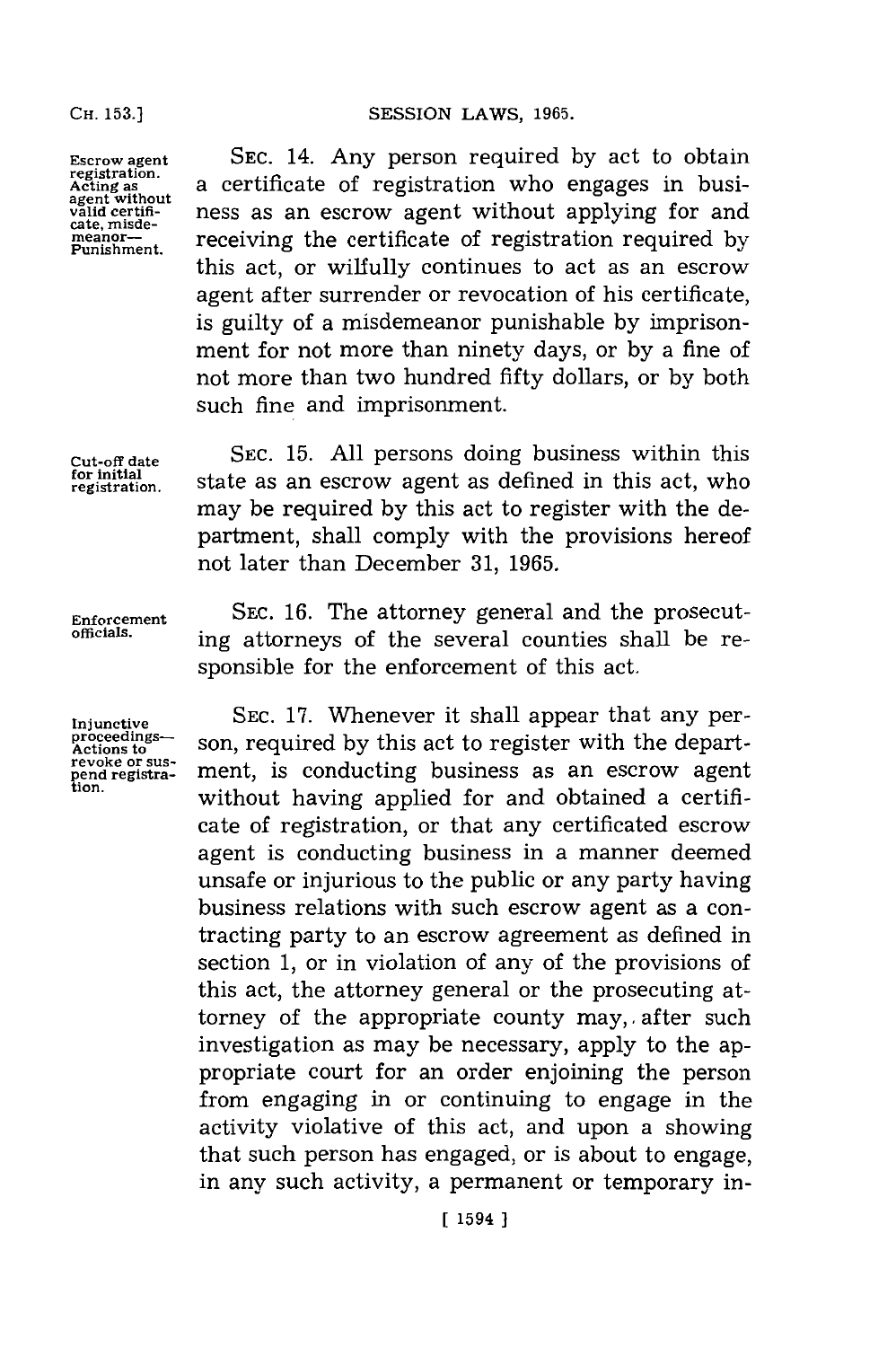**Escrow agent registration. Acting as agent without valid certificate, misdemeanor—Punishment.**

SEC. 14. Any person required by act to obtain a certificate of registration who engages in business as an escrow agent without applying for and receiving the certificate of registration required by this act, or wilfully continues to act as an escrow agent after surrender or revocation of his certificate, is guilty of a misdemeanor punishable by imprisonment for not more than ninety days, or by a fine of not more than two hundred fifty dollars, or by both such fine and imprisonment.

**Cut-off date for initial registration.**

SEC. 15. All persons doing business within this state as an escrow agent as defined in this act, who may be required by this act to register with the department, shall comply with the provisions hereof not later than December 31, 1965.

**Enforcement officials.**

SEC. 16. The attorney general and the prosecuting attorneys of the several counties shall be responsible for the enforcement of this act.

**Injunctive proceedings—Actions to revoke or suspend registration.**

SEC. 17. Whenever it shall appear that any person, required by this act to register with the department, is conducting business as an escrow agent without having applied for and obtained a certificate of registration, or that any certificated escrow agent is conducting business in a manner deemed unsafe or injurious to the public or any party having business relations with such escrow agent as a contracting party to an escrow agreement as defined in section 1, or in violation of any of the provisions of this act, the attorney general or the prosecuting attorney of the appropriate county may, after such investigation as may be necessary, apply to the appropriate court for an order enjoining the person from engaging in or continuing to engage in the activity violative of this act, and upon a showing that such person has engaged, or is about to engage, in any such activity, a permanent or temporary in-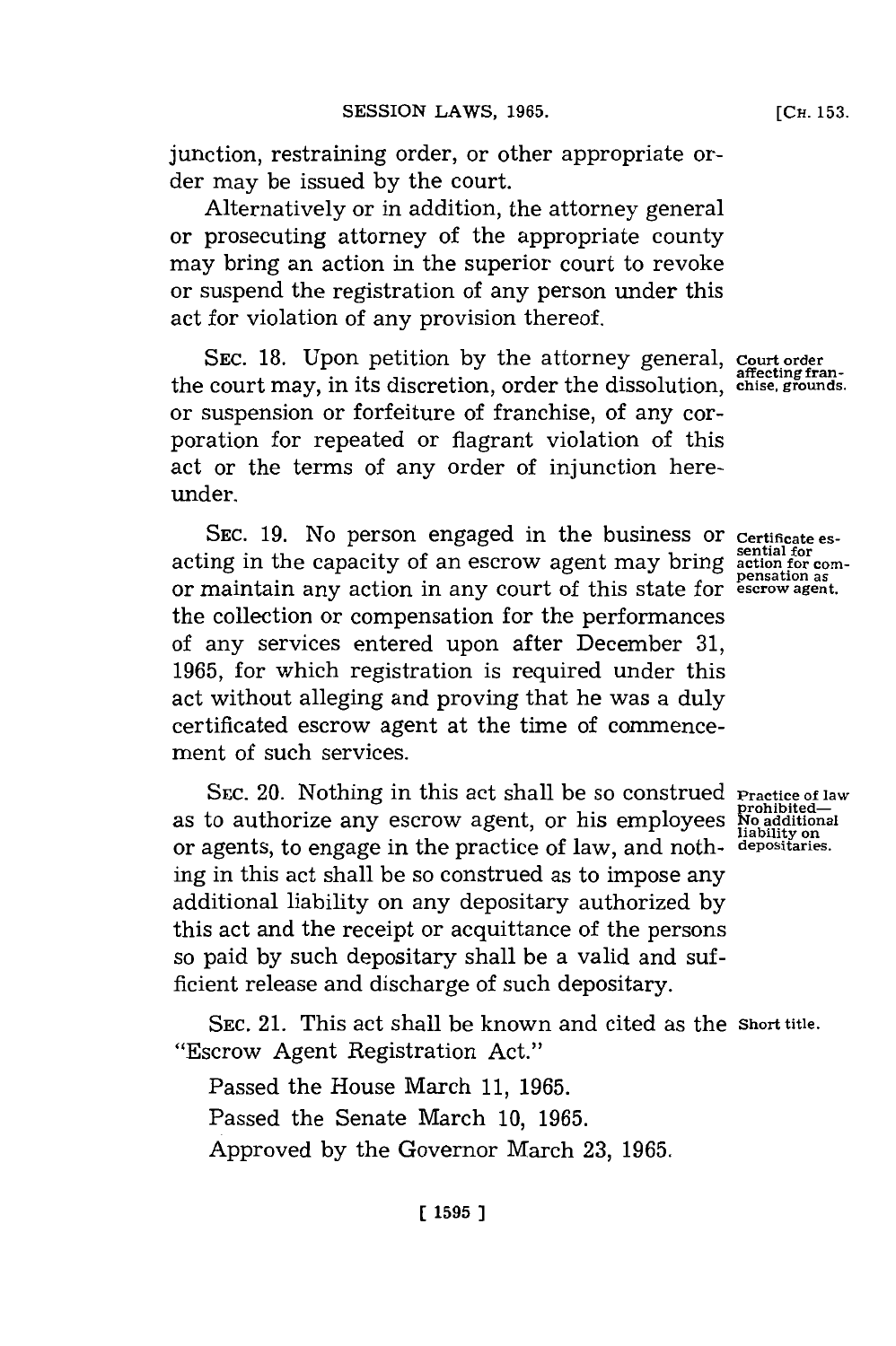junction, restraining order, or other appropriate order may be issued by the court.

Alternatively or in addition, the attorney general or prosecuting attorney of the appropriate county may bring an action in the superior court to revoke or suspend the registration of any person under this act for violation of any provision thereof.

SEC. 18. Upon petition by the attorney general, the court may, in its discretion, order the dissolution, or suspension or forfeiture of franchise, of any corporation for repeated or flagrant violation of this act or the terms of any order of injunction hereunder.

*Court order affecting franchise, grounds.*

SEC. 19. No person engaged in the business or acting in the capacity of an escrow agent may bring or maintain any action in any court of this state for the collection or compensation for the performances of any services entered upon after December 31, 1965, for which registration is required under this act without alleging and proving that he was a duly certificated escrow agent at the time of commencement of such services.

*Certificate essential for action for compensation as escrow agent.*

SEC. 20. Nothing in this act shall be so construed as to authorize any escrow agent, or his employees or agents, to engage in the practice of law, and nothing in this act shall be so construed as to impose any additional liability on any depositary authorized by this act and the receipt or acquittance of the persons so paid by such depositary shall be a valid and sufficient release and discharge of such depositary.

*Practice of law prohibited—No additional liability on depositaries.*

SEC. 21. This act shall be known and cited as the "Escrow Agent Registration Act."

*Short title.*

Passed the House March 11, 1965.

Passed the Senate March 10, 1965.

Approved by the Governor March 23, 1965.